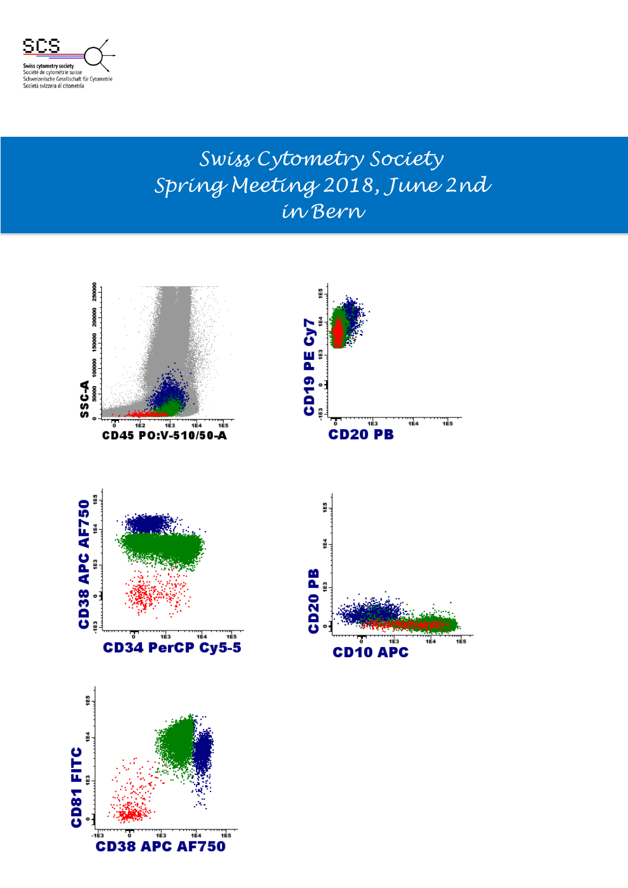SCS

Swiss cytometry society
Société de cytométrie suisse
Schweizerische Gesellschaft für Cytometrie
Società svizzera di citometria

# Swiss Cytometry Society Spring Meeting 2018, June 2nd in Bern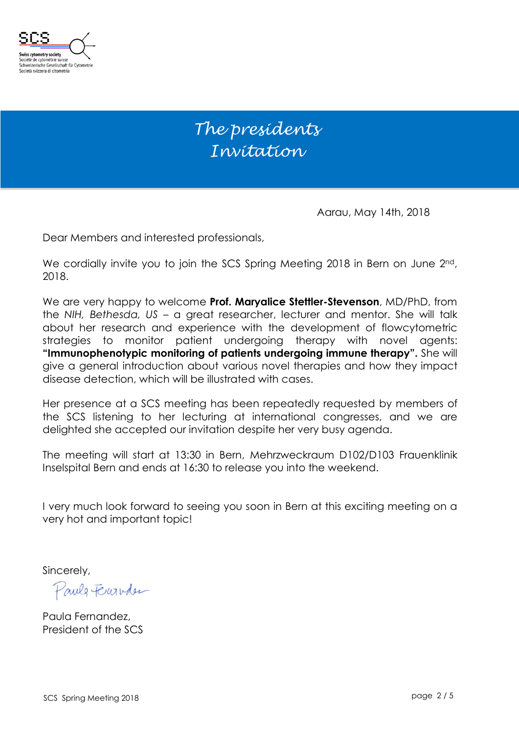Swiss cytometry society
Société de cytométrie suisse
Schweizerische Gesellschaft für Cytometrie
Società svizzera di citometria

# The presidents Invitation

Aarau, May 14th, 2018

Dear Members and interested professionals,

We cordially invite you to join the SCS Spring Meeting 2018 in Bern on June 2nd, 2018.

We are very happy to welcome **Prof. Maryalice Stettler-Stevenson**, MD/PhD, from the *NIH, Bethesda, US* – a great researcher, lecturer and mentor. She will talk about her research and experience with the development of flowcytometric strategies to monitor patient undergoing therapy with novel agents: **"Immunophenotypic monitoring of patients undergoing immune therapy".** She will give a general introduction about various novel therapies and how they impact disease detection, which will be illustrated with cases.

Her presence at a SCS meeting has been repeatedly requested by members of the SCS listening to her lecturing at international congresses, and we are delighted she accepted our invitation despite her very busy agenda.

The meeting will start at 13:30 in Bern, Mehrzweckraum D102/D103 Frauenklinik Inselspital Bern and ends at 16:30 to release you into the weekend.

I very much look forward to seeing you soon in Bern at this exciting meeting on a very hot and important topic!

Sincerely,

Paula Fernandez,
President of the SCS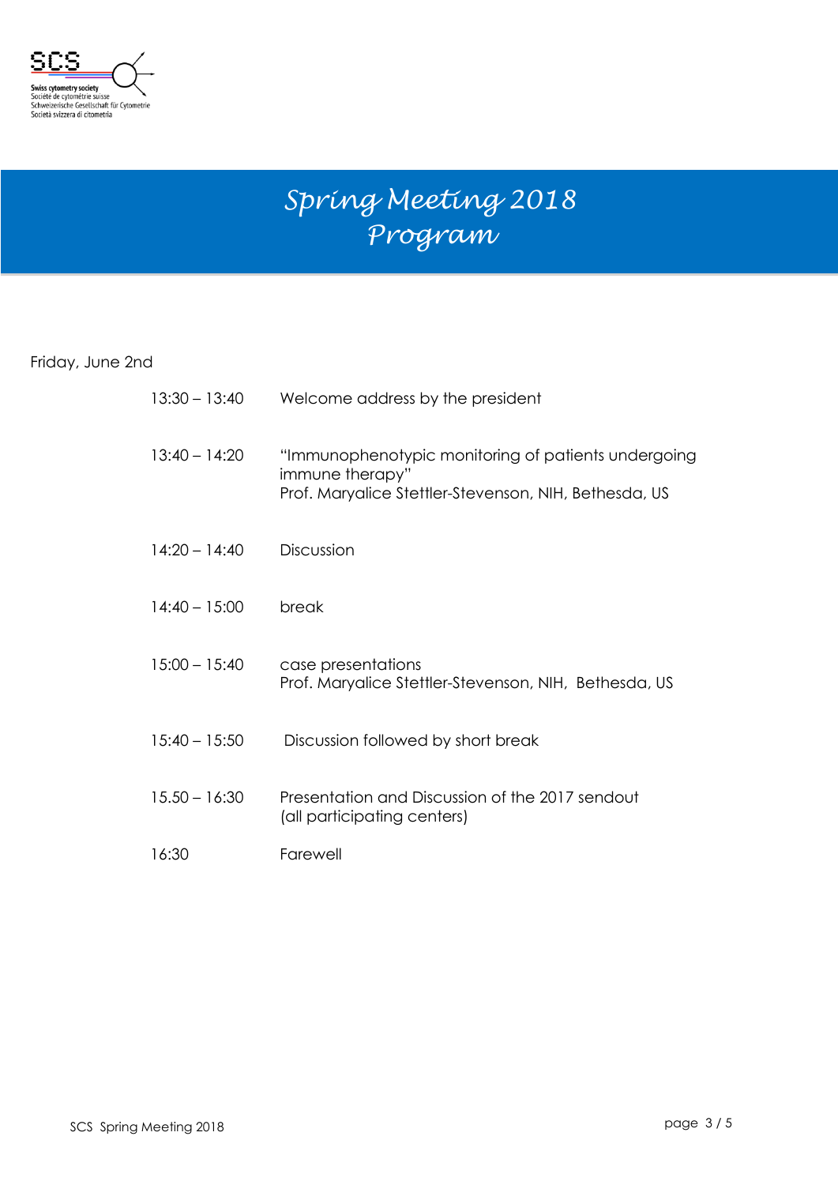# Spring Meeting 2018
# Program

Friday, June 2nd

| | |
|---|---|
| 13:30 – 13:40 | Welcome address by the president |
| 13:40 – 14:20 | "Immunophenotypic monitoring of patients undergoing immune therapy"<br>Prof. Maryalice Stettler-Stevenson, NIH, Bethesda, US |
| 14:20 – 14:40 | Discussion |
| 14:40 – 15:00 | break |
| 15:00 – 15:40 | case presentations<br>Prof. Maryalice Stettler-Stevenson, NIH, Bethesda, US |
| 15:40 – 15:50 | Discussion followed by short break |
| 15.50 – 16:30 | Presentation and Discussion of the 2017 sendout<br>(all participating centers) |
| 16:30 | Farewell |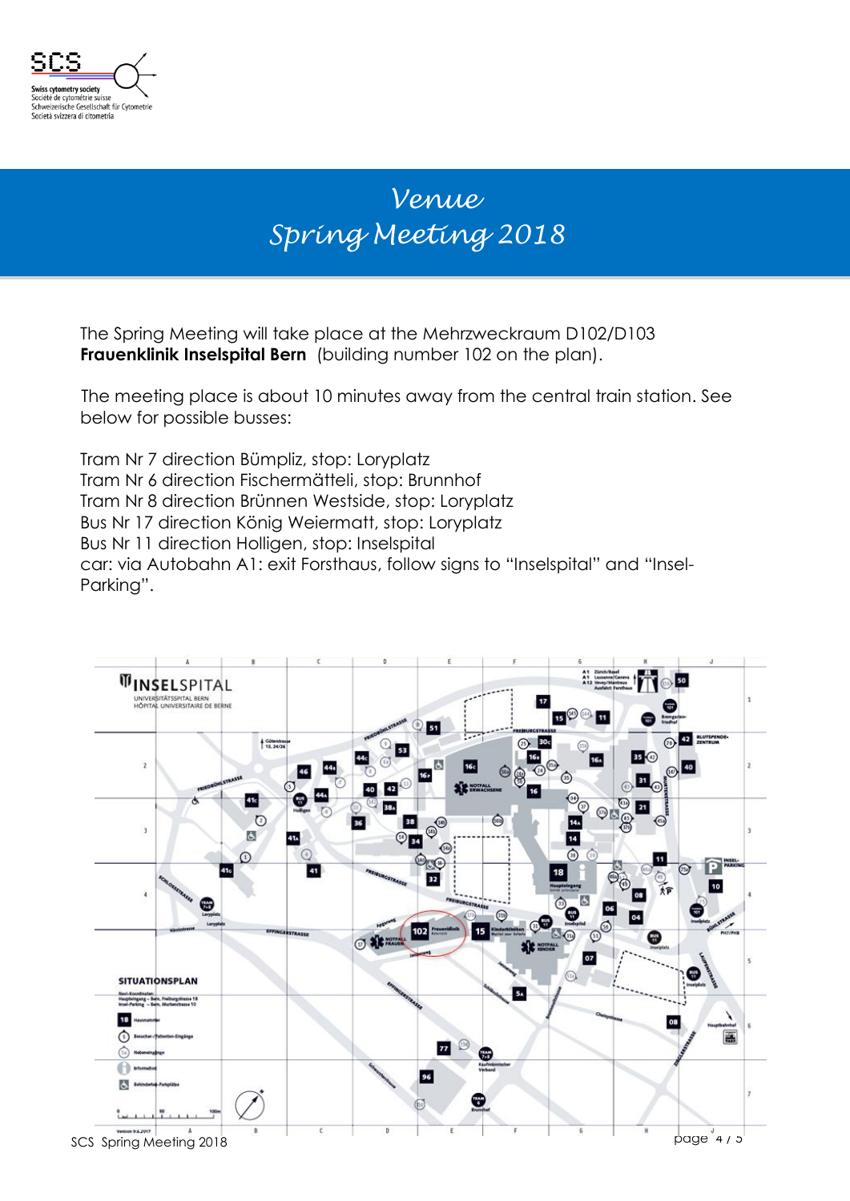# Venue
# Spring Meeting 2018

The Spring Meeting will take place at the Mehrzweckraum D102/D103
**Frauenklinik Inselspital Bern** (building number 102 on the plan).

The meeting place is about 10 minutes away from the central train station. See below for possible busses:

Tram Nr 7 direction Bümpliz, stop: Loryplatz
Tram Nr 6 direction Fischermätteli, stop: Brunnhof
Tram Nr 8 direction Brünnen Westside, stop: Loryplatz
Bus Nr 17 direction König Weiermatt, stop: Loryplatz
Bus Nr 11 direction Holligen, stop: Inselspital
car: via Autobahn A1: exit Forsthaus, follow signs to "Inselspital" and "Insel-Parking".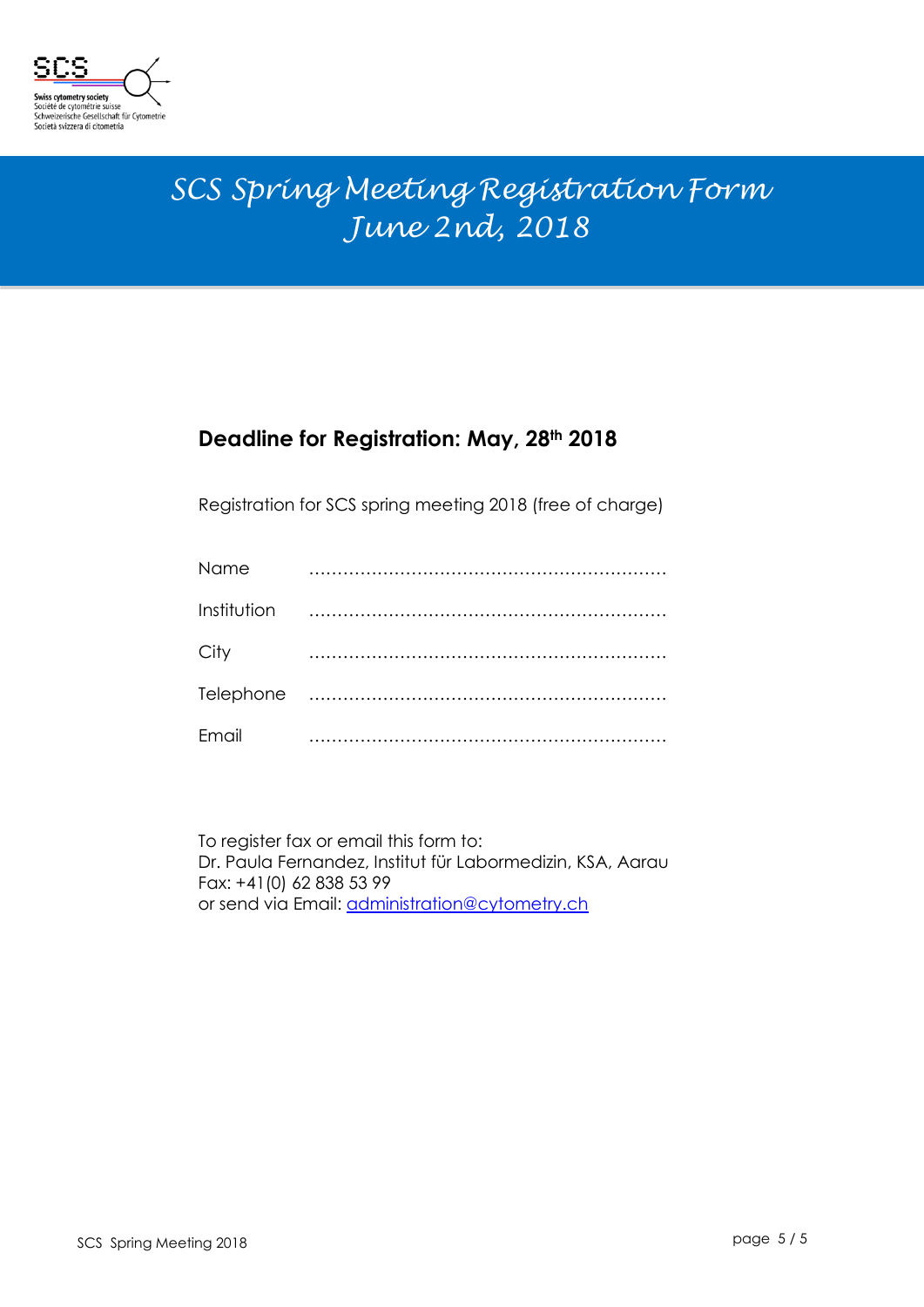# SCS Spring Meeting Registration Form
# June 2nd, 2018

## Deadline for Registration: May, 28th 2018

Registration for SCS spring meeting 2018 (free of charge)

Name ..............................................................

Institution ..............................................................

City ..............................................................

Telephone ..............................................................

Email ..............................................................

To register fax or email this form to:
Dr. Paula Fernandez, Institut für Labormedizin, KSA, Aarau
Fax: +41(0) 62 838 53 99
or send via Email: administration@cytometry.ch